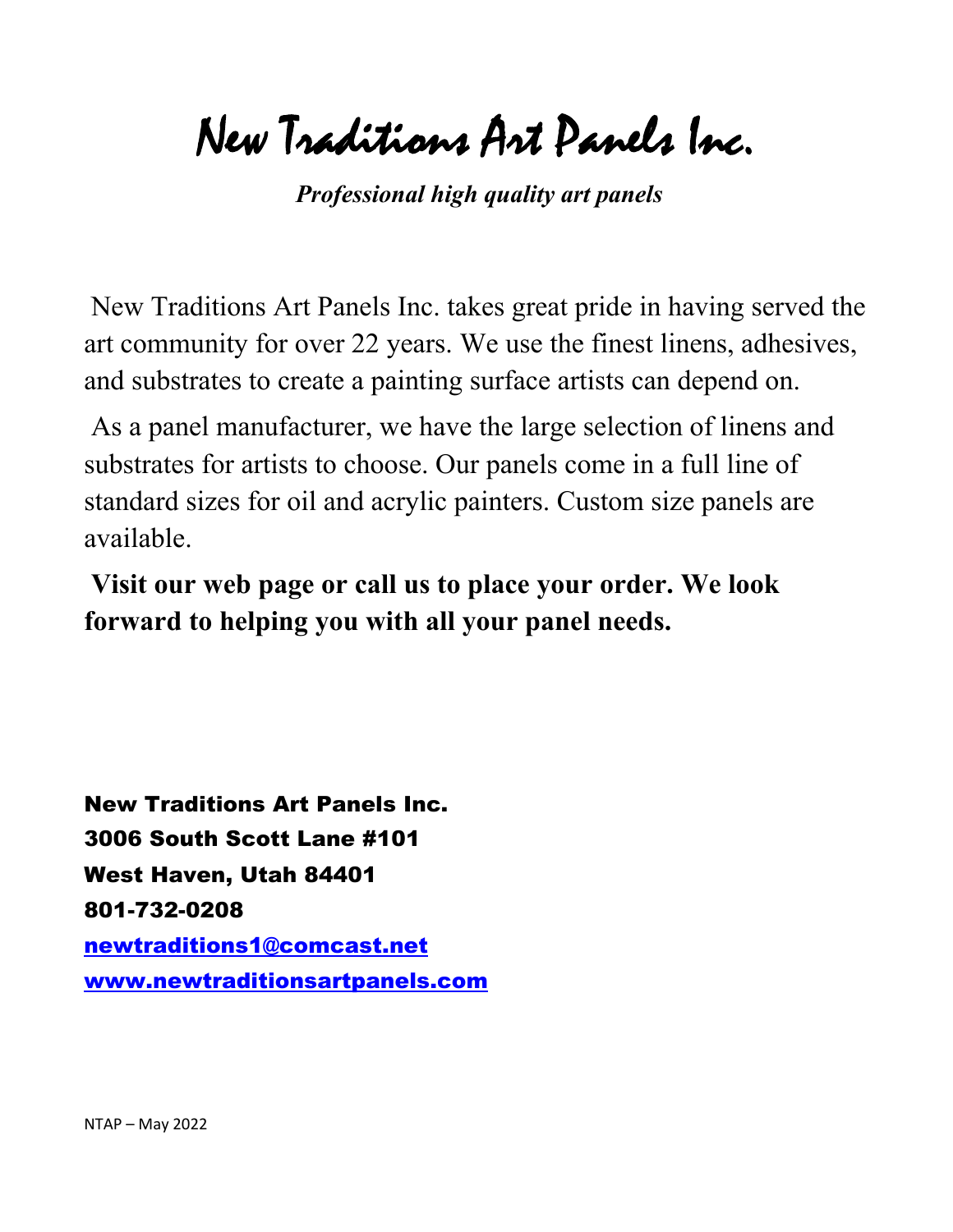# New Traditions Art Panels Inc.

***Professional high quality art panels***

New Traditions Art Panels Inc. takes great pride in having served the art community for over 22 years. We use the finest linens, adhesives, and substrates to create a painting surface artists can depend on.

As a panel manufacturer, we have the large selection of linens and substrates for artists to choose. Our panels come in a full line of standard sizes for oil and acrylic painters. Custom size panels are available.

**Visit our web page or call us to place your order. We look forward to helping you with all your panel needs.**

**New Traditions Art Panels Inc.**
**3006 South Scott Lane #101**
**West Haven, Utah 84401**
**801-732-0208**
**[newtraditions1@comcast.net](mailto:newtraditions1@comcast.net)**
**[www.newtraditionsartpanels.com](http://www.newtraditionsartpanels.com)**

NTAP – May 2022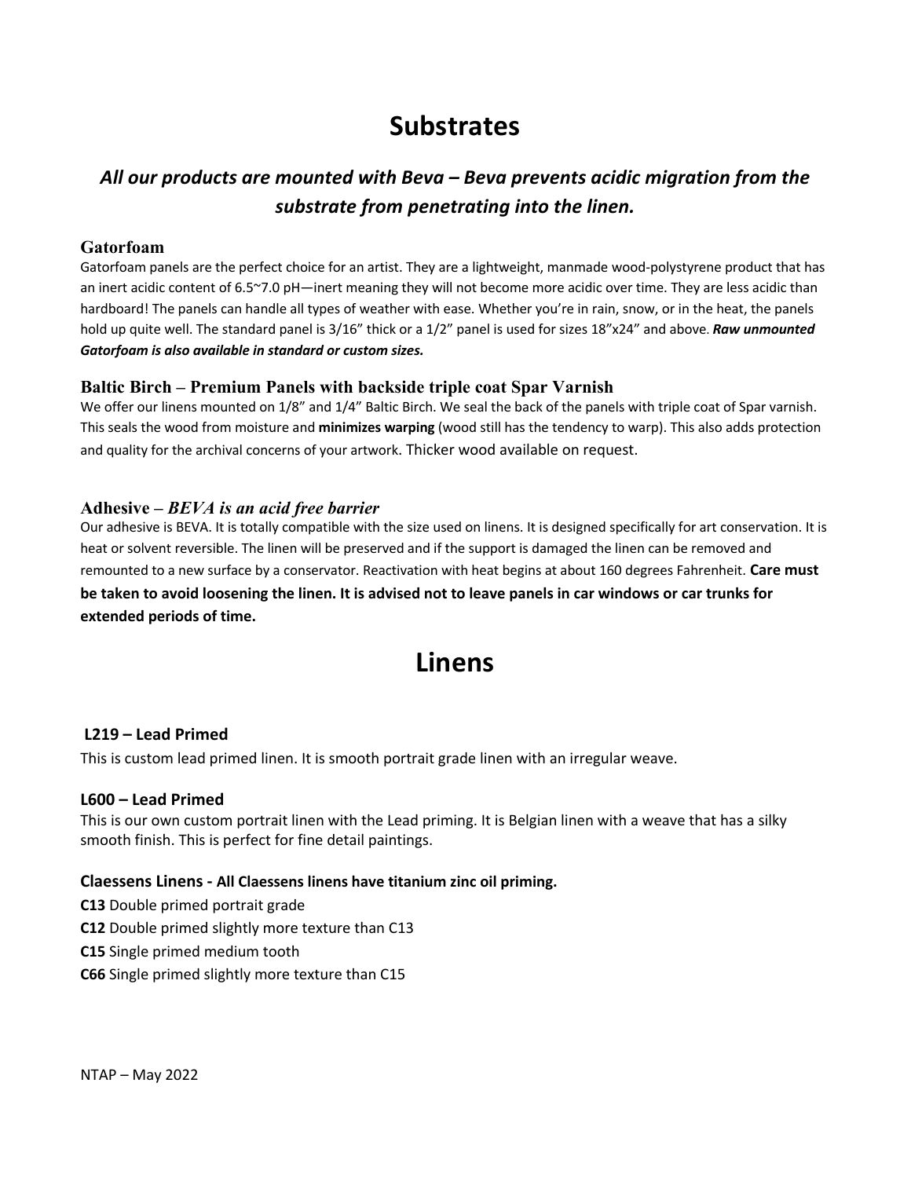# Substrates

## *All our products are mounted with Beva – Beva prevents acidic migration from the substrate from penetrating into the linen.*

### Gatorfoam

Gatorfoam panels are the perfect choice for an artist. They are a lightweight, manmade wood-polystyrene product that has an inert acidic content of 6.5~7.0 pH—inert meaning they will not become more acidic over time. They are less acidic than hardboard! The panels can handle all types of weather with ease. Whether you're in rain, snow, or in the heat, the panels hold up quite well. The standard panel is 3/16" thick or a 1/2" panel is used for sizes 18"x24" and above. ***Raw unmounted Gatorfoam is also available in standard or custom sizes.***

### Baltic Birch – Premium Panels with backside triple coat Spar Varnish

We offer our linens mounted on 1/8" and 1/4" Baltic Birch. We seal the back of the panels with triple coat of Spar varnish. This seals the wood from moisture and **minimizes warping** (wood still has the tendency to warp). This also adds protection and quality for the archival concerns of your artwork. Thicker wood available on request.

### Adhesive – *BEVA is an acid free barrier*

Our adhesive is BEVA. It is totally compatible with the size used on linens. It is designed specifically for art conservation. It is heat or solvent reversible. The linen will be preserved and if the support is damaged the linen can be removed and remounted to a new surface by a conservator. Reactivation with heat begins at about 160 degrees Fahrenheit. **Care must be taken to avoid loosening the linen. It is advised not to leave panels in car windows or car trunks for extended periods of time.**

# Linens

### L219 – Lead Primed

This is custom lead primed linen. It is smooth portrait grade linen with an irregular weave.

### L600 – Lead Primed

This is our own custom portrait linen with the Lead priming. It is Belgian linen with a weave that has a silky smooth finish. This is perfect for fine detail paintings.

### Claessens Linens - All Claessens linens have titanium zinc oil priming.

**C13** Double primed portrait grade
**C12** Double primed slightly more texture than C13
**C15** Single primed medium tooth
**C66** Single primed slightly more texture than C15

NTAP – May 2022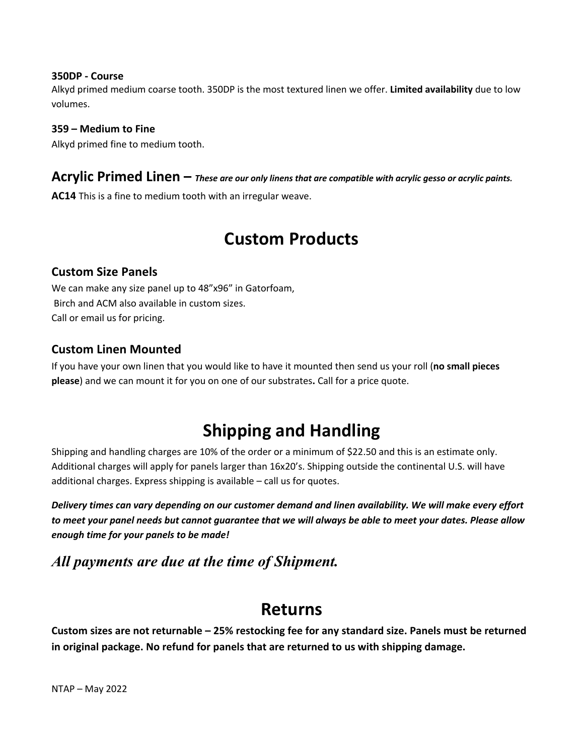**350DP - Course**
Alkyd primed medium coarse tooth. 350DP is the most textured linen we offer. **Limited availability** due to low volumes.

**359 – Medium to Fine**
Alkyd primed fine to medium tooth.

### Acrylic Primed Linen – ***These are our only linens that are compatible with acrylic gesso or acrylic paints.***

**AC14** This is a fine to medium tooth with an irregular weave.

# Custom Products

### Custom Size Panels

We can make any size panel up to 48"x96" in Gatorfoam,
Birch and ACM also available in custom sizes.
Call or email us for pricing.

### Custom Linen Mounted

If you have your own linen that you would like to have it mounted then send us your roll (**no small pieces please**) and we can mount it for you on one of our substrates**.** Call for a price quote.

# Shipping and Handling

Shipping and handling charges are 10% of the order or a minimum of $22.50 and this is an estimate only. Additional charges will apply for panels larger than 16x20's. Shipping outside the continental U.S. will have additional charges. Express shipping is available – call us for quotes.

***Delivery times can vary depending on our customer demand and linen availability. We will make every effort to meet your panel needs but cannot guarantee that we will always be able to meet your dates. Please allow enough time for your panels to be made!***

### ***All payments are due at the time of Shipment.***

# Returns

**Custom sizes are not returnable – 25% restocking fee for any standard size. Panels must be returned in original package. No refund for panels that are returned to us with shipping damage.**

NTAP – May 2022